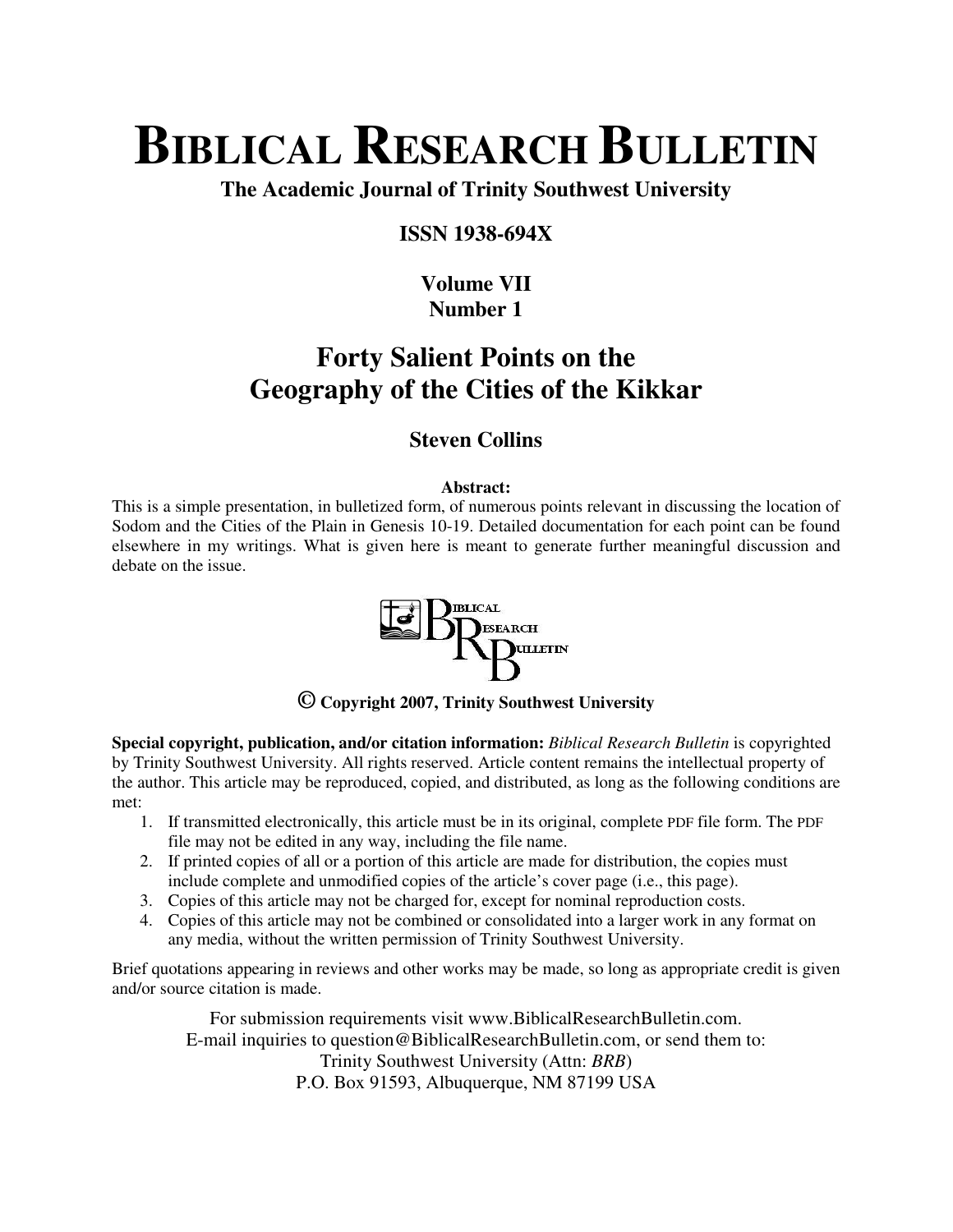# BIBLICAL RESEARCH BULLETIN

**The Academic Journal of Trinity Southwest University**

**ISSN 1938-694X**

**Volume VII**
**Number 1**

## Forty Salient Points on the Geography of the Cities of the Kikkar

**Steven Collins**

**Abstract:**

This is a simple presentation, in bulletized form, of numerous points relevant in discussing the location of Sodom and the Cities of the Plain in Genesis 10-19. Detailed documentation for each point can be found elsewhere in my writings. What is given here is meant to generate further meaningful discussion and debate on the issue.

**© Copyright 2007, Trinity Southwest University**

**Special copyright, publication, and/or citation information:** *Biblical Research Bulletin* is copyrighted by Trinity Southwest University. All rights reserved. Article content remains the intellectual property of the author. This article may be reproduced, copied, and distributed, as long as the following conditions are met:

1. If transmitted electronically, this article must be in its original, complete PDF file form. The PDF file may not be edited in any way, including the file name.
2. If printed copies of all or a portion of this article are made for distribution, the copies must include complete and unmodified copies of the article's cover page (i.e., this page).
3. Copies of this article may not be charged for, except for nominal reproduction costs.
4. Copies of this article may not be combined or consolidated into a larger work in any format on any media, without the written permission of Trinity Southwest University.

Brief quotations appearing in reviews and other works may be made, so long as appropriate credit is given and/or source citation is made.

For submission requirements visit www.BiblicalResearchBulletin.com.
E-mail inquiries to question@BiblicalResearchBulletin.com, or send them to:
Trinity Southwest University (Attn: *BRB*)
P.O. Box 91593, Albuquerque, NM 87199 USA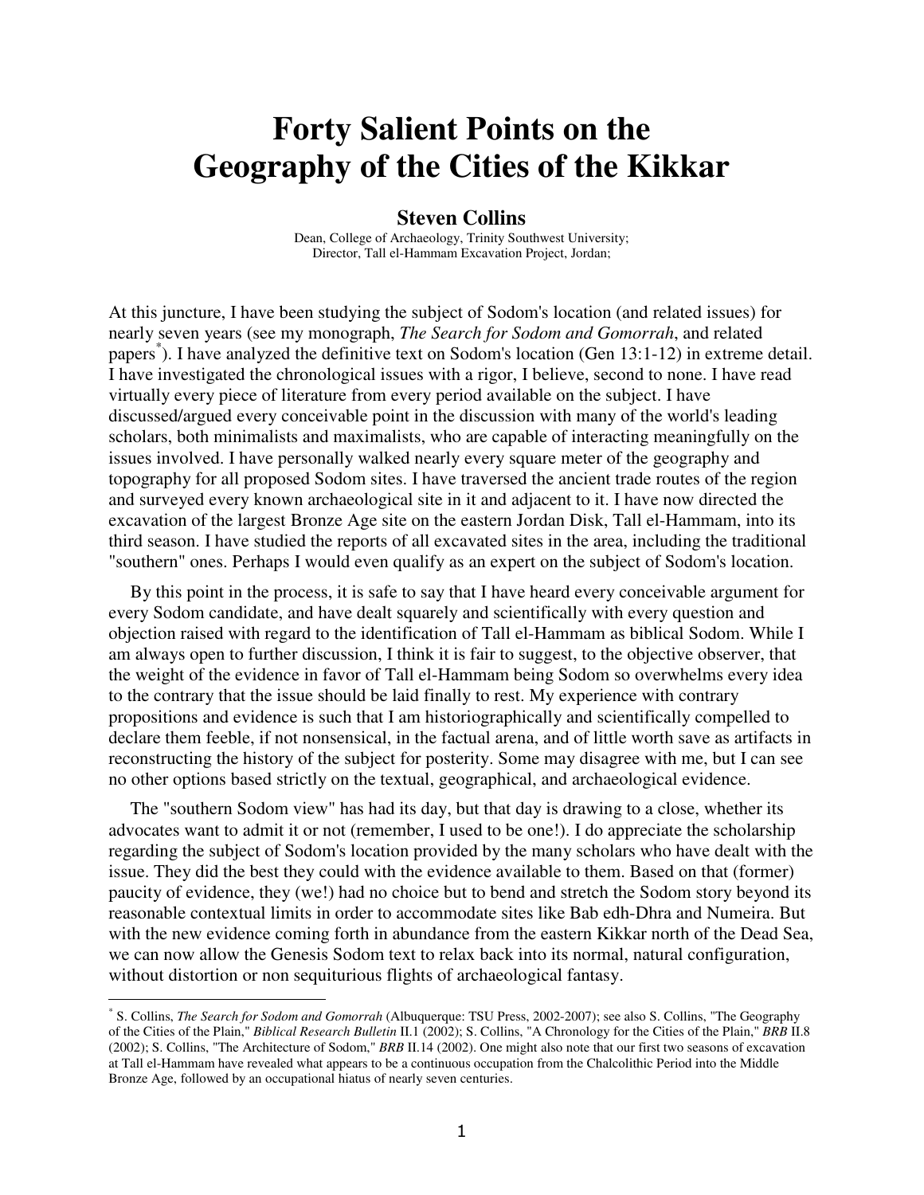# Forty Salient Points on the Geography of the Cities of the Kikkar

**Steven Collins**

Dean, College of Archaeology, Trinity Southwest University;
Director, Tall el-Hammam Excavation Project, Jordan;

At this juncture, I have been studying the subject of Sodom's location (and related issues) for nearly seven years (see my monograph, *The Search for Sodom and Gomorrah*, and related papers[*]). I have analyzed the definitive text on Sodom's location (Gen 13:1-12) in extreme detail. I have investigated the chronological issues with a rigor, I believe, second to none. I have read virtually every piece of literature from every period available on the subject. I have discussed/argued every conceivable point in the discussion with many of the world's leading scholars, both minimalists and maximalists, who are capable of interacting meaningfully on the issues involved. I have personally walked nearly every square meter of the geography and topography for all proposed Sodom sites. I have traversed the ancient trade routes of the region and surveyed every known archaeological site in it and adjacent to it. I have now directed the excavation of the largest Bronze Age site on the eastern Jordan Disk, Tall el-Hammam, into its third season. I have studied the reports of all excavated sites in the area, including the traditional "southern" ones. Perhaps I would even qualify as an expert on the subject of Sodom's location.

By this point in the process, it is safe to say that I have heard every conceivable argument for every Sodom candidate, and have dealt squarely and scientifically with every question and objection raised with regard to the identification of Tall el-Hammam as biblical Sodom. While I am always open to further discussion, I think it is fair to suggest, to the objective observer, that the weight of the evidence in favor of Tall el-Hammam being Sodom so overwhelms every idea to the contrary that the issue should be laid finally to rest. My experience with contrary propositions and evidence is such that I am historiographically and scientifically compelled to declare them feeble, if not nonsensical, in the factual arena, and of little worth save as artifacts in reconstructing the history of the subject for posterity. Some may disagree with me, but I can see no other options based strictly on the textual, geographical, and archaeological evidence.

The "southern Sodom view" has had its day, but that day is drawing to a close, whether its advocates want to admit it or not (remember, I used to be one!). I do appreciate the scholarship regarding the subject of Sodom's location provided by the many scholars who have dealt with the issue. They did the best they could with the evidence available to them. Based on that (former) paucity of evidence, they (we!) had no choice but to bend and stretch the Sodom story beyond its reasonable contextual limits in order to accommodate sites like Bab edh-Dhra and Numeira. But with the new evidence coming forth in abundance from the eastern Kikkar north of the Dead Sea, we can now allow the Genesis Sodom text to relax back into its normal, natural configuration, without distortion or non sequiturious flights of archaeological fantasy.

---

[*] S. Collins, *The Search for Sodom and Gomorrah* (Albuquerque: TSU Press, 2002-2007); see also S. Collins, "The Geography of the Cities of the Plain," *Biblical Research Bulletin* II.1 (2002); S. Collins, "A Chronology for the Cities of the Plain," *BRB* II.8 (2002); S. Collins, "The Architecture of Sodom," *BRB* II.14 (2002). One might also note that our first two seasons of excavation at Tall el-Hammam have revealed what appears to be a continuous occupation from the Chalcolithic Period into the Middle Bronze Age, followed by an occupational hiatus of nearly seven centuries.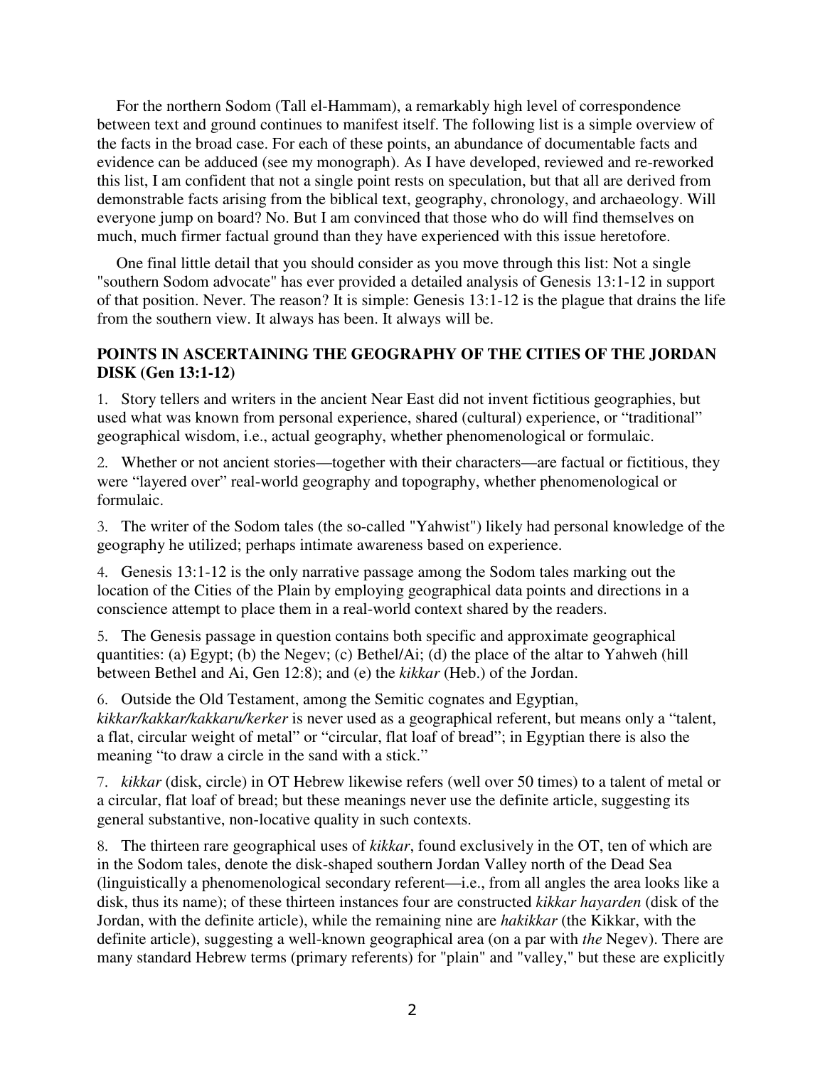For the northern Sodom (Tall el-Hammam), a remarkably high level of correspondence between text and ground continues to manifest itself. The following list is a simple overview of the facts in the broad case. For each of these points, an abundance of documentable facts and evidence can be adduced (see my monograph). As I have developed, reviewed and re-reworked this list, I am confident that not a single point rests on speculation, but that all are derived from demonstrable facts arising from the biblical text, geography, chronology, and archaeology. Will everyone jump on board? No. But I am convinced that those who do will find themselves on much, much firmer factual ground than they have experienced with this issue heretofore.

One final little detail that you should consider as you move through this list: Not a single "southern Sodom advocate" has ever provided a detailed analysis of Genesis 13:1-12 in support of that position. Never. The reason? It is simple: Genesis 13:1-12 is the plague that drains the life from the southern view. It always has been. It always will be.

**POINTS IN ASCERTAINING THE GEOGRAPHY OF THE CITIES OF THE JORDAN DISK (Gen 13:1-12)**

1. Story tellers and writers in the ancient Near East did not invent fictitious geographies, but used what was known from personal experience, shared (cultural) experience, or "traditional" geographical wisdom, i.e., actual geography, whether phenomenological or formulaic.

2. Whether or not ancient stories—together with their characters—are factual or fictitious, they were "layered over" real-world geography and topography, whether phenomenological or formulaic.

3. The writer of the Sodom tales (the so-called "Yahwist") likely had personal knowledge of the geography he utilized; perhaps intimate awareness based on experience.

4. Genesis 13:1-12 is the only narrative passage among the Sodom tales marking out the location of the Cities of the Plain by employing geographical data points and directions in a conscience attempt to place them in a real-world context shared by the readers.

5. The Genesis passage in question contains both specific and approximate geographical quantities: (a) Egypt; (b) the Negev; (c) Bethel/Ai; (d) the place of the altar to Yahweh (hill between Bethel and Ai, Gen 12:8); and (e) the *kikkar* (Heb.) of the Jordan.

6. Outside the Old Testament, among the Semitic cognates and Egyptian, *kikkar/kakkar/kakkaru/kerker* is never used as a geographical referent, but means only a "talent, a flat, circular weight of metal" or "circular, flat loaf of bread"; in Egyptian there is also the meaning "to draw a circle in the sand with a stick."

7. *kikkar* (disk, circle) in OT Hebrew likewise refers (well over 50 times) to a talent of metal or a circular, flat loaf of bread; but these meanings never use the definite article, suggesting its general substantive, non-locative quality in such contexts.

8. The thirteen rare geographical uses of *kikkar*, found exclusively in the OT, ten of which are in the Sodom tales, denote the disk-shaped southern Jordan Valley north of the Dead Sea (linguistically a phenomenological secondary referent—i.e., from all angles the area looks like a disk, thus its name); of these thirteen instances four are constructed *kikkar hayarden* (disk of the Jordan, with the definite article), while the remaining nine are *hakikkar* (the Kikkar, with the definite article), suggesting a well-known geographical area (on a par with *the* Negev). There are many standard Hebrew terms (primary referents) for "plain" and "valley," but these are explicitly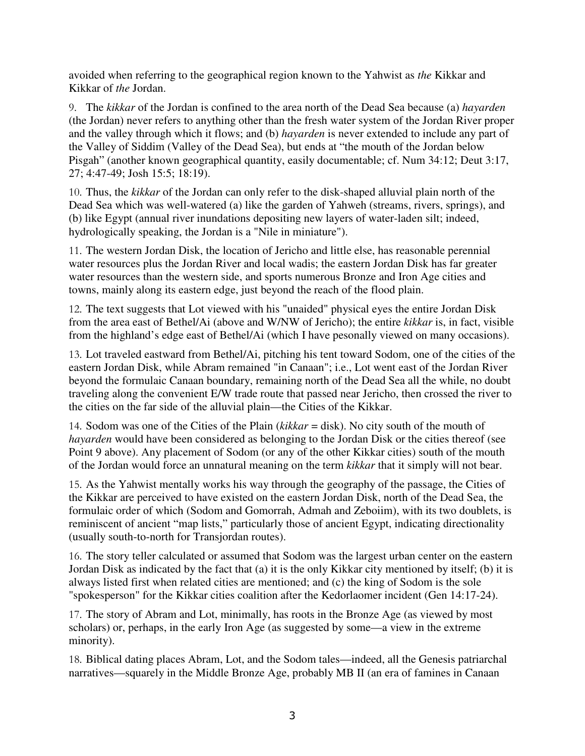avoided when referring to the geographical region known to the Yahwist as *the* Kikkar and Kikkar of *the* Jordan.

9. The *kikkar* of the Jordan is confined to the area north of the Dead Sea because (a) *hayarden* (the Jordan) never refers to anything other than the fresh water system of the Jordan River proper and the valley through which it flows; and (b) *hayarden* is never extended to include any part of the Valley of Siddim (Valley of the Dead Sea), but ends at "the mouth of the Jordan below Pisgah" (another known geographical quantity, easily documentable; cf. Num 34:12; Deut 3:17, 27; 4:47-49; Josh 15:5; 18:19).

10. Thus, the *kikkar* of the Jordan can only refer to the disk-shaped alluvial plain north of the Dead Sea which was well-watered (a) like the garden of Yahweh (streams, rivers, springs), and (b) like Egypt (annual river inundations depositing new layers of water-laden silt; indeed, hydrologically speaking, the Jordan is a "Nile in miniature").

11. The western Jordan Disk, the location of Jericho and little else, has reasonable perennial water resources plus the Jordan River and local wadis; the eastern Jordan Disk has far greater water resources than the western side, and sports numerous Bronze and Iron Age cities and towns, mainly along its eastern edge, just beyond the reach of the flood plain.

12. The text suggests that Lot viewed with his "unaided" physical eyes the entire Jordan Disk from the area east of Bethel/Ai (above and W/NW of Jericho); the entire *kikkar* is, in fact, visible from the highland's edge east of Bethel/Ai (which I have pesonally viewed on many occasions).

13. Lot traveled eastward from Bethel/Ai, pitching his tent toward Sodom, one of the cities of the eastern Jordan Disk, while Abram remained "in Canaan"; i.e., Lot went east of the Jordan River beyond the formulaic Canaan boundary, remaining north of the Dead Sea all the while, no doubt traveling along the convenient E/W trade route that passed near Jericho, then crossed the river to the cities on the far side of the alluvial plain—the Cities of the Kikkar.

14. Sodom was one of the Cities of the Plain (*kikkar* = disk). No city south of the mouth of *hayarden* would have been considered as belonging to the Jordan Disk or the cities thereof (see Point 9 above). Any placement of Sodom (or any of the other Kikkar cities) south of the mouth of the Jordan would force an unnatural meaning on the term *kikkar* that it simply will not bear.

15. As the Yahwist mentally works his way through the geography of the passage, the Cities of the Kikkar are perceived to have existed on the eastern Jordan Disk, north of the Dead Sea, the formulaic order of which (Sodom and Gomorrah, Admah and Zeboiim), with its two doublets, is reminiscent of ancient "map lists," particularly those of ancient Egypt, indicating directionality (usually south-to-north for Transjordan routes).

16. The story teller calculated or assumed that Sodom was the largest urban center on the eastern Jordan Disk as indicated by the fact that (a) it is the only Kikkar city mentioned by itself; (b) it is always listed first when related cities are mentioned; and (c) the king of Sodom is the sole "spokesperson" for the Kikkar cities coalition after the Kedorlaomer incident (Gen 14:17-24).

17. The story of Abram and Lot, minimally, has roots in the Bronze Age (as viewed by most scholars) or, perhaps, in the early Iron Age (as suggested by some—a view in the extreme minority).

18. Biblical dating places Abram, Lot, and the Sodom tales—indeed, all the Genesis patriarchal narratives—squarely in the Middle Bronze Age, probably MB II (an era of famines in Canaan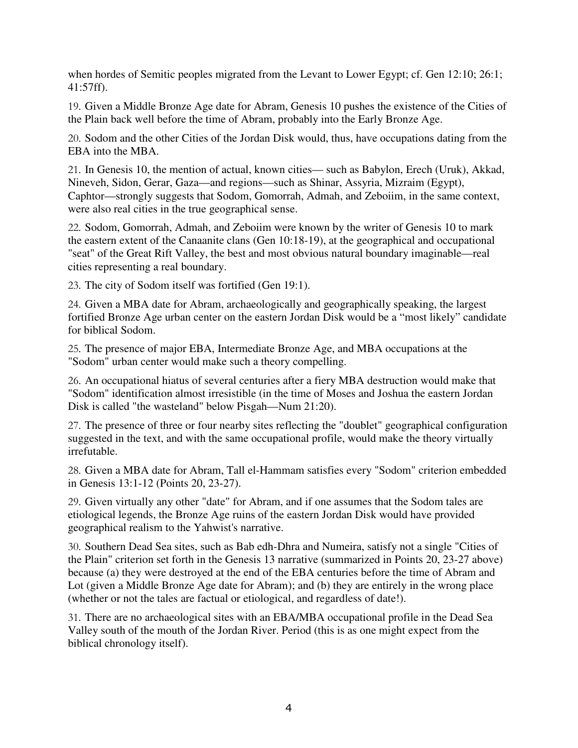when hordes of Semitic peoples migrated from the Levant to Lower Egypt; cf. Gen 12:10; 26:1; 41:57ff).

19. Given a Middle Bronze Age date for Abram, Genesis 10 pushes the existence of the Cities of the Plain back well before the time of Abram, probably into the Early Bronze Age.

20. Sodom and the other Cities of the Jordan Disk would, thus, have occupations dating from the EBA into the MBA.

21. In Genesis 10, the mention of actual, known cities— such as Babylon, Erech (Uruk), Akkad, Nineveh, Sidon, Gerar, Gaza—and regions—such as Shinar, Assyria, Mizraim (Egypt), Caphtor—strongly suggests that Sodom, Gomorrah, Admah, and Zeboiim, in the same context, were also real cities in the true geographical sense.

22. Sodom, Gomorrah, Admah, and Zeboiim were known by the writer of Genesis 10 to mark the eastern extent of the Canaanite clans (Gen 10:18-19), at the geographical and occupational "seat" of the Great Rift Valley, the best and most obvious natural boundary imaginable—real cities representing a real boundary.

23. The city of Sodom itself was fortified (Gen 19:1).

24. Given a MBA date for Abram, archaeologically and geographically speaking, the largest fortified Bronze Age urban center on the eastern Jordan Disk would be a "most likely" candidate for biblical Sodom.

25. The presence of major EBA, Intermediate Bronze Age, and MBA occupations at the "Sodom" urban center would make such a theory compelling.

26. An occupational hiatus of several centuries after a fiery MBA destruction would make that "Sodom" identification almost irresistible (in the time of Moses and Joshua the eastern Jordan Disk is called "the wasteland" below Pisgah—Num 21:20).

27. The presence of three or four nearby sites reflecting the "doublet" geographical configuration suggested in the text, and with the same occupational profile, would make the theory virtually irrefutable.

28. Given a MBA date for Abram, Tall el-Hammam satisfies every "Sodom" criterion embedded in Genesis 13:1-12 (Points 20, 23-27).

29. Given virtually any other "date" for Abram, and if one assumes that the Sodom tales are etiological legends, the Bronze Age ruins of the eastern Jordan Disk would have provided geographical realism to the Yahwist's narrative.

30. Southern Dead Sea sites, such as Bab edh-Dhra and Numeira, satisfy not a single "Cities of the Plain" criterion set forth in the Genesis 13 narrative (summarized in Points 20, 23-27 above) because (a) they were destroyed at the end of the EBA centuries before the time of Abram and Lot (given a Middle Bronze Age date for Abram); and (b) they are entirely in the wrong place (whether or not the tales are factual or etiological, and regardless of date!).

31. There are no archaeological sites with an EBA/MBA occupational profile in the Dead Sea Valley south of the mouth of the Jordan River. Period (this is as one might expect from the biblical chronology itself).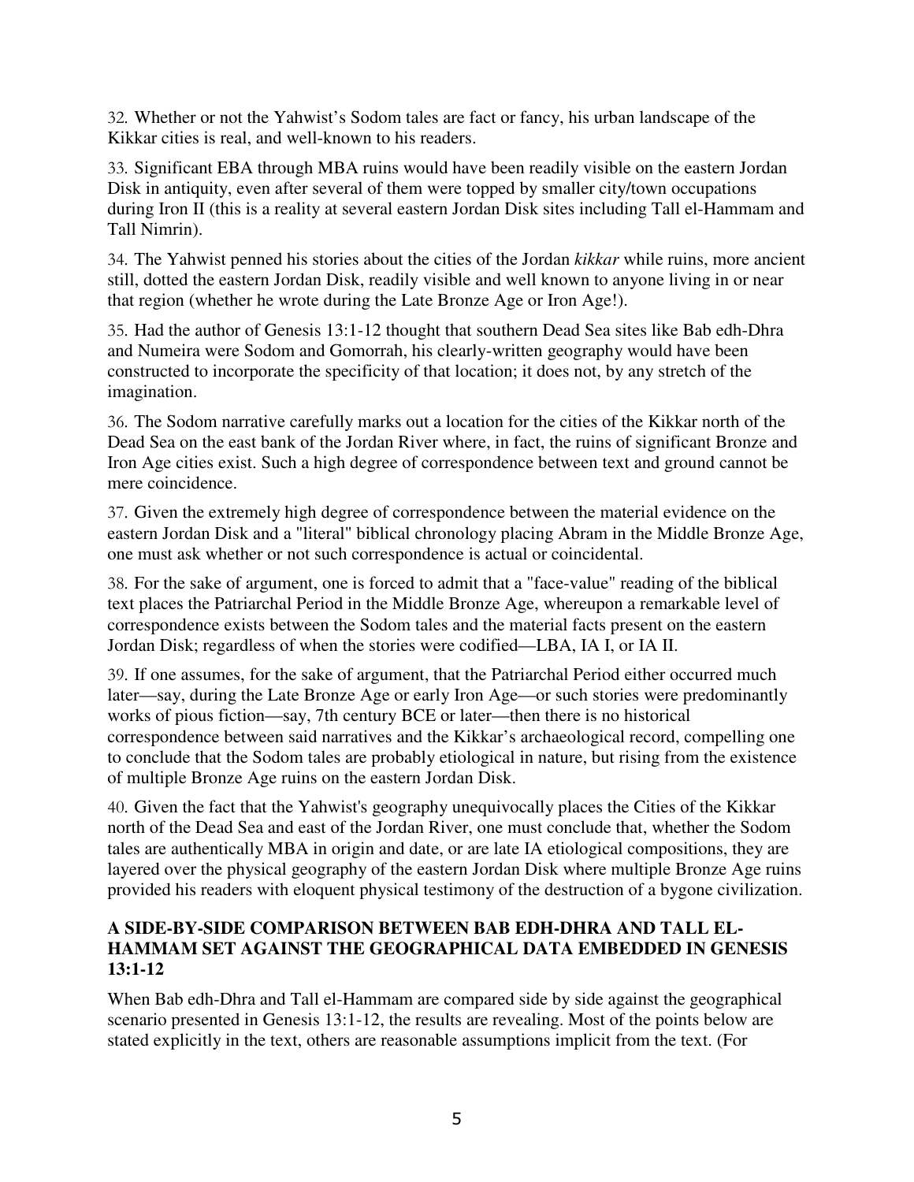32. Whether or not the Yahwist's Sodom tales are fact or fancy, his urban landscape of the Kikkar cities is real, and well-known to his readers.

33. Significant EBA through MBA ruins would have been readily visible on the eastern Jordan Disk in antiquity, even after several of them were topped by smaller city/town occupations during Iron II (this is a reality at several eastern Jordan Disk sites including Tall el-Hammam and Tall Nimrin).

34. The Yahwist penned his stories about the cities of the Jordan *kikkar* while ruins, more ancient still, dotted the eastern Jordan Disk, readily visible and well known to anyone living in or near that region (whether he wrote during the Late Bronze Age or Iron Age!).

35. Had the author of Genesis 13:1-12 thought that southern Dead Sea sites like Bab edh-Dhra and Numeira were Sodom and Gomorrah, his clearly-written geography would have been constructed to incorporate the specificity of that location; it does not, by any stretch of the imagination.

36. The Sodom narrative carefully marks out a location for the cities of the Kikkar north of the Dead Sea on the east bank of the Jordan River where, in fact, the ruins of significant Bronze and Iron Age cities exist. Such a high degree of correspondence between text and ground cannot be mere coincidence.

37. Given the extremely high degree of correspondence between the material evidence on the eastern Jordan Disk and a "literal" biblical chronology placing Abram in the Middle Bronze Age, one must ask whether or not such correspondence is actual or coincidental.

38. For the sake of argument, one is forced to admit that a "face-value" reading of the biblical text places the Patriarchal Period in the Middle Bronze Age, whereupon a remarkable level of correspondence exists between the Sodom tales and the material facts present on the eastern Jordan Disk; regardless of when the stories were codified—LBA, IA I, or IA II.

39. If one assumes, for the sake of argument, that the Patriarchal Period either occurred much later—say, during the Late Bronze Age or early Iron Age—or such stories were predominantly works of pious fiction—say, 7th century BCE or later—then there is no historical correspondence between said narratives and the Kikkar's archaeological record, compelling one to conclude that the Sodom tales are probably etiological in nature, but rising from the existence of multiple Bronze Age ruins on the eastern Jordan Disk.

40. Given the fact that the Yahwist's geography unequivocally places the Cities of the Kikkar north of the Dead Sea and east of the Jordan River, one must conclude that, whether the Sodom tales are authentically MBA in origin and date, or are late IA etiological compositions, they are layered over the physical geography of the eastern Jordan Disk where multiple Bronze Age ruins provided his readers with eloquent physical testimony of the destruction of a bygone civilization.

## A SIDE-BY-SIDE COMPARISON BETWEEN BAB EDH-DHRA AND TALL EL-HAMMAM SET AGAINST THE GEOGRAPHICAL DATA EMBEDDED IN GENESIS 13:1-12

When Bab edh-Dhra and Tall el-Hammam are compared side by side against the geographical scenario presented in Genesis 13:1-12, the results are revealing. Most of the points below are stated explicitly in the text, others are reasonable assumptions implicit from the text. (For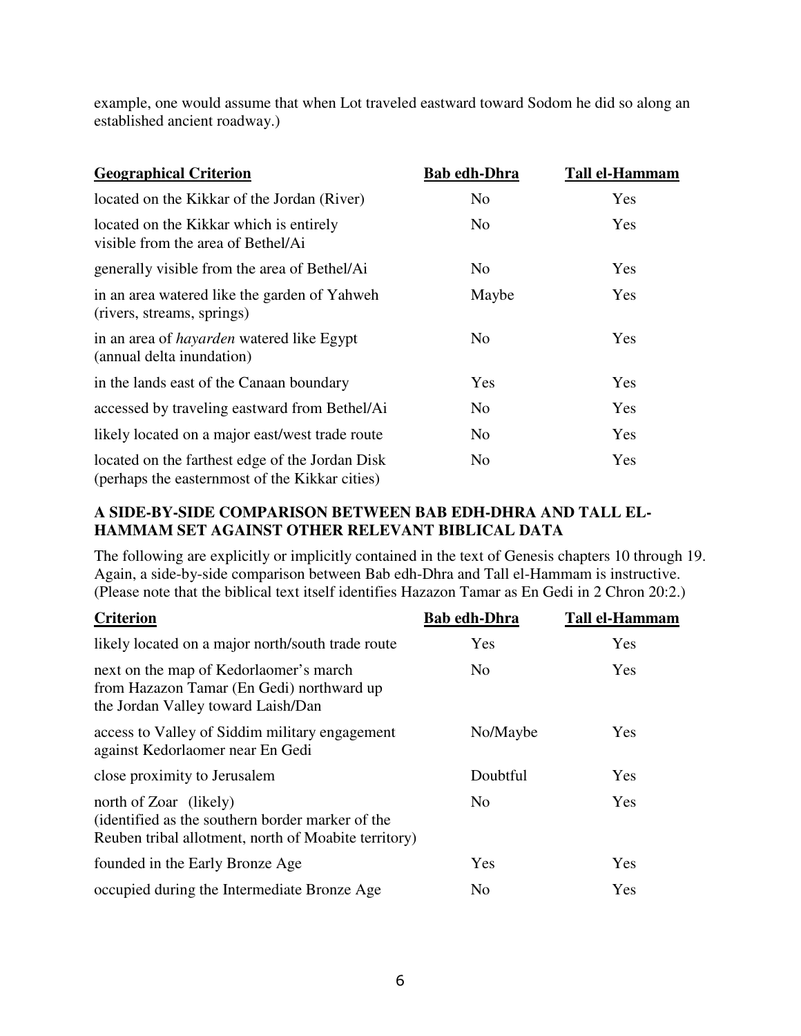example, one would assume that when Lot traveled eastward toward Sodom he did so along an established ancient roadway.)

| Geographical Criterion | Bab edh-Dhra | Tall el-Hammam |
| --- | --- | --- |
| located on the Kikkar of the Jordan (River) | No | Yes |
| located on the Kikkar which is entirely visible from the area of Bethel/Ai | No | Yes |
| generally visible from the area of Bethel/Ai | No | Yes |
| in an area watered like the garden of Yahweh (rivers, streams, springs) | Maybe | Yes |
| in an area of *hayarden* watered like Egypt (annual delta inundation) | No | Yes |
| in the lands east of the Canaan boundary | Yes | Yes |
| accessed by traveling eastward from Bethel/Ai | No | Yes |
| likely located on a major east/west trade route | No | Yes |
| located on the farthest edge of the Jordan Disk (perhaps the easternmost of the Kikkar cities) | No | Yes |

**A SIDE-BY-SIDE COMPARISON BETWEEN BAB EDH-DHRA AND TALL EL-HAMMAM SET AGAINST OTHER RELEVANT BIBLICAL DATA**

The following are explicitly or implicitly contained in the text of Genesis chapters 10 through 19. Again, a side-by-side comparison between Bab edh-Dhra and Tall el-Hammam is instructive. (Please note that the biblical text itself identifies Hazazon Tamar as En Gedi in 2 Chron 20:2.)

| Criterion | Bab edh-Dhra | Tall el-Hammam |
| --- | --- | --- |
| likely located on a major north/south trade route | Yes | Yes |
| next on the map of Kedorlaomer's march from Hazazon Tamar (En Gedi) northward up the Jordan Valley toward Laish/Dan | No | Yes |
| access to Valley of Siddim military engagement against Kedorlaomer near En Gedi | No/Maybe | Yes |
| close proximity to Jerusalem | Doubtful | Yes |
| north of Zoar (likely) (identified as the southern border marker of the Reuben tribal allotment, north of Moabite territory) | No | Yes |
| founded in the Early Bronze Age | Yes | Yes |
| occupied during the Intermediate Bronze Age | No | Yes |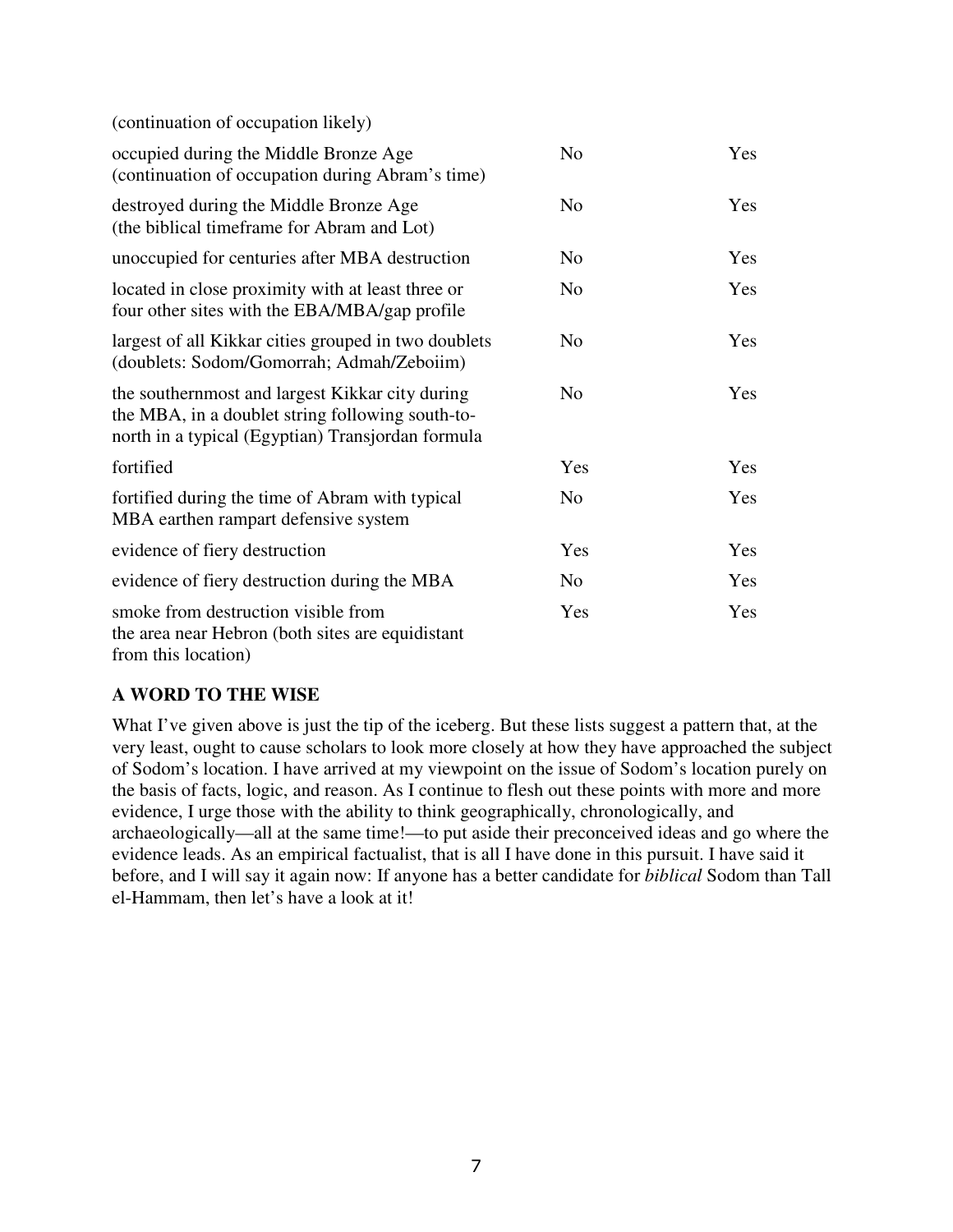| | | |
|---|---|---|
| (continuation of occupation likely) | | |
| occupied during the Middle Bronze Age (continuation of occupation during Abram's time) | No | Yes |
| destroyed during the Middle Bronze Age (the biblical timeframe for Abram and Lot) | No | Yes |
| unoccupied for centuries after MBA destruction | No | Yes |
| located in close proximity with at least three or four other sites with the EBA/MBA/gap profile | No | Yes |
| largest of all Kikkar cities grouped in two doublets (doublets: Sodom/Gomorrah; Admah/Zeboiim) | No | Yes |
| the southernmost and largest Kikkar city during the MBA, in a doublet string following south-to-north in a typical (Egyptian) Transjordan formula | No | Yes |
| fortified | Yes | Yes |
| fortified during the time of Abram with typical MBA earthen rampart defensive system | No | Yes |
| evidence of fiery destruction | Yes | Yes |
| evidence of fiery destruction during the MBA | No | Yes |
| smoke from destruction visible from the area near Hebron (both sites are equidistant from this location) | Yes | Yes |

## A WORD TO THE WISE

What I've given above is just the tip of the iceberg. But these lists suggest a pattern that, at the very least, ought to cause scholars to look more closely at how they have approached the subject of Sodom's location. I have arrived at my viewpoint on the issue of Sodom's location purely on the basis of facts, logic, and reason. As I continue to flesh out these points with more and more evidence, I urge those with the ability to think geographically, chronologically, and archaeologically—all at the same time!—to put aside their preconceived ideas and go where the evidence leads. As an empirical factualist, that is all I have done in this pursuit. I have said it before, and I will say it again now: If anyone has a better candidate for *biblical* Sodom than Tall el-Hammam, then let's have a look at it!